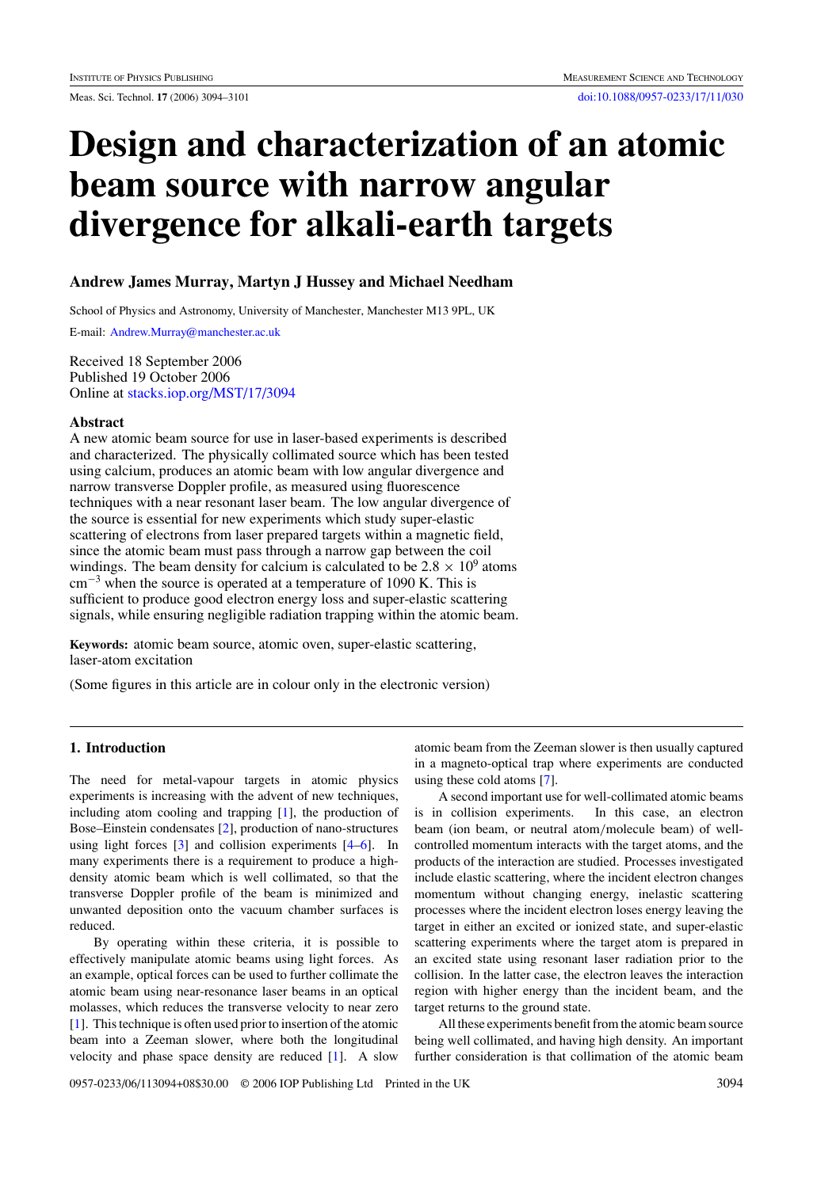# Design and characterization of an atomic beam source with narrow angular divergence for alkali-earth targets

**Andrew James Murray, Martyn J Hussey and Michael Needham**

School of Physics and Astronomy, University of Manchester, Manchester M13 9PL, UK

E-mail: Andrew.Murray@manchester.ac.uk

Received 18 September 2006
Published 19 October 2006
Online at stacks.iop.org/MST/17/3094

## Abstract

A new atomic beam source for use in laser-based experiments is described and characterized. The physically collimated source which has been tested using calcium, produces an atomic beam with low angular divergence and narrow transverse Doppler profile, as measured using fluorescence techniques with a near resonant laser beam. The low angular divergence of the source is essential for new experiments which study super-elastic scattering of electrons from laser prepared targets within a magnetic field, since the atomic beam must pass through a narrow gap between the coil windings. The beam density for calcium is calculated to be $2.8 \times 10^9$ atoms cm$^{-3}$ when the source is operated at a temperature of 1090 K. This is sufficient to produce good electron energy loss and super-elastic scattering signals, while ensuring negligible radiation trapping within the atomic beam.

**Keywords:** atomic beam source, atomic oven, super-elastic scattering, laser-atom excitation

(Some figures in this article are in colour only in the electronic version)

## 1. Introduction

The need for metal-vapour targets in atomic physics experiments is increasing with the advent of new techniques, including atom cooling and trapping [1], the production of Bose–Einstein condensates [2], production of nano-structures using light forces [3] and collision experiments [4–6]. In many experiments there is a requirement to produce a high-density atomic beam which is well collimated, so that the transverse Doppler profile of the beam is minimized and unwanted deposition onto the vacuum chamber surfaces is reduced.

By operating within these criteria, it is possible to effectively manipulate atomic beams using light forces. As an example, optical forces can be used to further collimate the atomic beam using near-resonance laser beams in an optical molasses, which reduces the transverse velocity to near zero [1]. This technique is often used prior to insertion of the atomic beam into a Zeeman slower, where both the longitudinal velocity and phase space density are reduced [1]. A slow atomic beam from the Zeeman slower is then usually captured in a magneto-optical trap where experiments are conducted using these cold atoms [7].

A second important use for well-collimated atomic beams is in collision experiments. In this case, an electron beam (ion beam, or neutral atom/molecule beam) of well-controlled momentum interacts with the target atoms, and the products of the interaction are studied. Processes investigated include elastic scattering, where the incident electron changes momentum without changing energy, inelastic scattering processes where the incident electron loses energy leaving the target in either an excited or ionized state, and super-elastic scattering experiments where the target atom is prepared in an excited state using resonant laser radiation prior to the collision. In the latter case, the electron leaves the interaction region with higher energy than the incident beam, and the target returns to the ground state.

All these experiments benefit from the atomic beam source being well collimated, and having high density. An important further consideration is that collimation of the atomic beam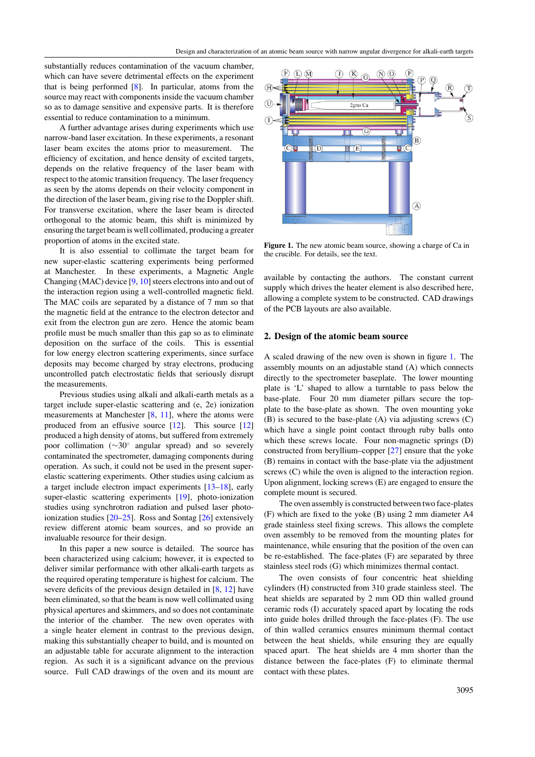substantially reduces contamination of the vacuum chamber, which can have severe detrimental effects on the experiment that is being performed [8]. In particular, atoms from the source may react with components inside the vacuum chamber so as to damage sensitive and expensive parts. It is therefore essential to reduce contamination to a minimum.

A further advantage arises during experiments which use narrow-band laser excitation. In these experiments, a resonant laser beam excites the atoms prior to measurement. The efficiency of excitation, and hence density of excited targets, depends on the relative frequency of the laser beam with respect to the atomic transition frequency. The laser frequency as seen by the atoms depends on their velocity component in the direction of the laser beam, giving rise to the Doppler shift. For transverse excitation, where the laser beam is directed orthogonal to the atomic beam, this shift is minimized by ensuring the target beam is well collimated, producing a greater proportion of atoms in the excited state.

It is also essential to collimate the target beam for new super-elastic scattering experiments being performed at Manchester. In these experiments, a Magnetic Angle Changing (MAC) device [9, 10] steers electrons into and out of the interaction region using a well-controlled magnetic field. The MAC coils are separated by a distance of 7 mm so that the magnetic field at the entrance to the electron detector and exit from the electron gun are zero. Hence the atomic beam profile must be much smaller than this gap so as to eliminate deposition on the surface of the coils. This is essential for low energy electron scattering experiments, since surface deposits may become charged by stray electrons, producing uncontrolled patch electrostatic fields that seriously disrupt the measurements.

Previous studies using alkali and alkali-earth metals as a target include super-elastic scattering and (e, 2e) ionization measurements at Manchester [8, 11], where the atoms were produced from an effusive source [12]. This source [12] produced a high density of atoms, but suffered from extremely poor collimation ($\sim 30^{\circ}$ angular spread) and so severely contaminated the spectrometer, damaging components during operation. As such, it could not be used in the present super-elastic scattering experiments. Other studies using calcium as a target include electron impact experiments [13–18], early super-elastic scattering experiments [19], photo-ionization studies using synchrotron radiation and pulsed laser photo-ionization studies [20–25]. Ross and Sontag [26] extensively review different atomic beam sources, and so provide an invaluable resource for their design.

In this paper a new source is detailed. The source has been characterized using calcium; however, it is expected to deliver similar performance with other alkali-earth targets as the required operating temperature is highest for calcium. The severe deficits of the previous design detailed in [8, 12] have been eliminated, so that the beam is now well collimated using physical apertures and skimmers, and so does not contaminate the interior of the chamber. The new oven operates with a single heater element in contrast to the previous design, making this substantially cheaper to build, and is mounted on an adjustable table for accurate alignment to the interaction region. As such it is a significant advance on the previous source. Full CAD drawings of the oven and its mount are available by contacting the authors. The constant current supply which drives the heater element is also described here, allowing a complete system to be constructed. CAD drawings of the PCB layouts are also available.

**Figure 1.** The new atomic beam source, showing a charge of Ca in the crucible. For details, see the text.

## 2. Design of the atomic beam source

A scaled drawing of the new oven is shown in figure 1. The assembly mounts on an adjustable stand (A) which connects directly to the spectrometer baseplate. The lower mounting plate is 'L' shaped to allow a turntable to pass below the base-plate. Four 20 mm diameter pillars secure the top-plate to the base-plate as shown. The oven mounting yoke (B) is secured to the base-plate (A) via adjusting screws (C) which have a single point contact through ruby balls onto which these screws locate. Four non-magnetic springs (D) constructed from beryllium–copper [27] ensure that the yoke (B) remains in contact with the base-plate via the adjustment screws (C) while the oven is aligned to the interaction region. Upon alignment, locking screws (E) are engaged to ensure the complete mount is secured.

The oven assembly is constructed between two face-plates (F) which are fixed to the yoke (B) using 2 mm diameter A4 grade stainless steel fixing screws. This allows the complete oven assembly to be removed from the mounting plates for maintenance, while ensuring that the position of the oven can be re-established. The face-plates (F) are separated by three stainless steel rods (G) which minimizes thermal contact.

The oven consists of four concentric heat shielding cylinders (H) constructed from 310 grade stainless steel. The heat shields are separated by 2 mm OD thin walled ground ceramic rods (I) accurately spaced apart by locating the rods into guide holes drilled through the face-plates (F). The use of thin walled ceramics ensures minimum thermal contact between the heat shields, while ensuring they are equally spaced apart. The heat shields are 4 mm shorter than the distance between the face-plates (F) to eliminate thermal contact with these plates.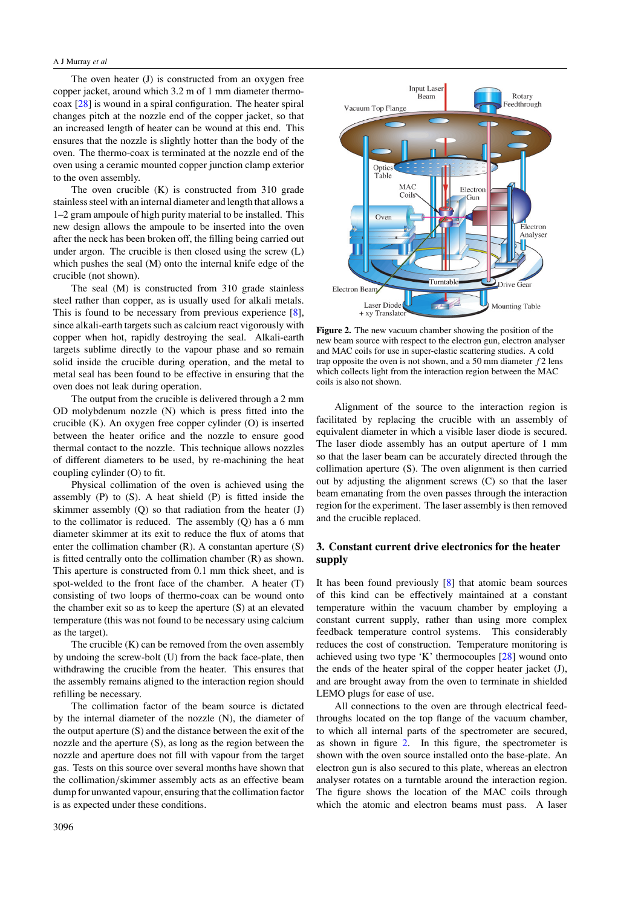The oven heater (J) is constructed from an oxygen free copper jacket, around which 3.2 m of 1 mm diameter thermocoax [28] is wound in a spiral configuration. The heater spiral changes pitch at the nozzle end of the copper jacket, so that an increased length of heater can be wound at this end. This ensures that the nozzle is slightly hotter than the body of the oven. The thermo-coax is terminated at the nozzle end of the oven using a ceramic mounted copper junction clamp exterior to the oven assembly.

The oven crucible (K) is constructed from 310 grade stainless steel with an internal diameter and length that allows a 1–2 gram ampoule of high purity material to be installed. This new design allows the ampoule to be inserted into the oven after the neck has been broken off, the filling being carried out under argon. The crucible is then closed using the screw (L) which pushes the seal (M) onto the internal knife edge of the crucible (not shown).

The seal (M) is constructed from 310 grade stainless steel rather than copper, as is usually used for alkali metals. This is found to be necessary from previous experience [8], since alkali-earth targets such as calcium react vigorously with copper when hot, rapidly destroying the seal. Alkali-earth targets sublime directly to the vapour phase and so remain solid inside the crucible during operation, and the metal to metal seal has been found to be effective in ensuring that the oven does not leak during operation.

The output from the crucible is delivered through a 2 mm OD molybdenum nozzle (N) which is press fitted into the crucible (K). An oxygen free copper cylinder (O) is inserted between the heater orifice and the nozzle to ensure good thermal contact to the nozzle. This technique allows nozzles of different diameters to be used, by re-machining the heat coupling cylinder (O) to fit.

Physical collimation of the oven is achieved using the assembly (P) to (S). A heat shield (P) is fitted inside the skimmer assembly (Q) so that radiation from the heater (J) to the collimator is reduced. The assembly (Q) has a 6 mm diameter skimmer at its exit to reduce the flux of atoms that enter the collimation chamber (R). A constantan aperture (S) is fitted centrally onto the collimation chamber (R) as shown. This aperture is constructed from 0.1 mm thick sheet, and is spot-welded to the front face of the chamber. A heater (T) consisting of two loops of thermo-coax can be wound onto the chamber exit so as to keep the aperture (S) at an elevated temperature (this was not found to be necessary using calcium as the target).

The crucible (K) can be removed from the oven assembly by undoing the screw-bolt (U) from the back face-plate, then withdrawing the crucible from the heater. This ensures that the assembly remains aligned to the interaction region should refilling be necessary.

The collimation factor of the beam source is dictated by the internal diameter of the nozzle (N), the diameter of the output aperture (S) and the distance between the exit of the nozzle and the aperture (S), as long as the region between the nozzle and aperture does not fill with vapour from the target gas. Tests on this source over several months have shown that the collimation/skimmer assembly acts as an effective beam dump for unwanted vapour, ensuring that the collimation factor is as expected under these conditions.

**Figure 2.** The new vacuum chamber showing the position of the new beam source with respect to the electron gun, electron analyser and MAC coils for use in super-elastic scattering studies. A cold trap opposite the oven is not shown, and a 50 mm diameter $f2$ lens which collects light from the interaction region between the MAC coils is also not shown.

Alignment of the source to the interaction region is facilitated by replacing the crucible with an assembly of equivalent diameter in which a visible laser diode is secured. The laser diode assembly has an output aperture of 1 mm so that the laser beam can be accurately directed through the collimation aperture (S). The oven alignment is then carried out by adjusting the alignment screws (C) so that the laser beam emanating from the oven passes through the interaction region for the experiment. The laser assembly is then removed and the crucible replaced.

## 3. Constant current drive electronics for the heater supply

It has been found previously [8] that atomic beam sources of this kind can be effectively maintained at a constant temperature within the vacuum chamber by employing a constant current supply, rather than using more complex feedback temperature control systems. This considerably reduces the cost of construction. Temperature monitoring is achieved using two type 'K' thermocouples [28] wound onto the ends of the heater spiral of the copper heater jacket (J), and are brought away from the oven to terminate in shielded LEMO plugs for ease of use.

All connections to the oven are through electrical feedthroughs located on the top flange of the vacuum chamber, to which all internal parts of the spectrometer are secured, as shown in figure 2. In this figure, the spectrometer is shown with the oven source installed onto the base-plate. An electron gun is also secured to this plate, whereas an electron analyser rotates on a turntable around the interaction region. The figure shows the location of the MAC coils through which the atomic and electron beams must pass. A laser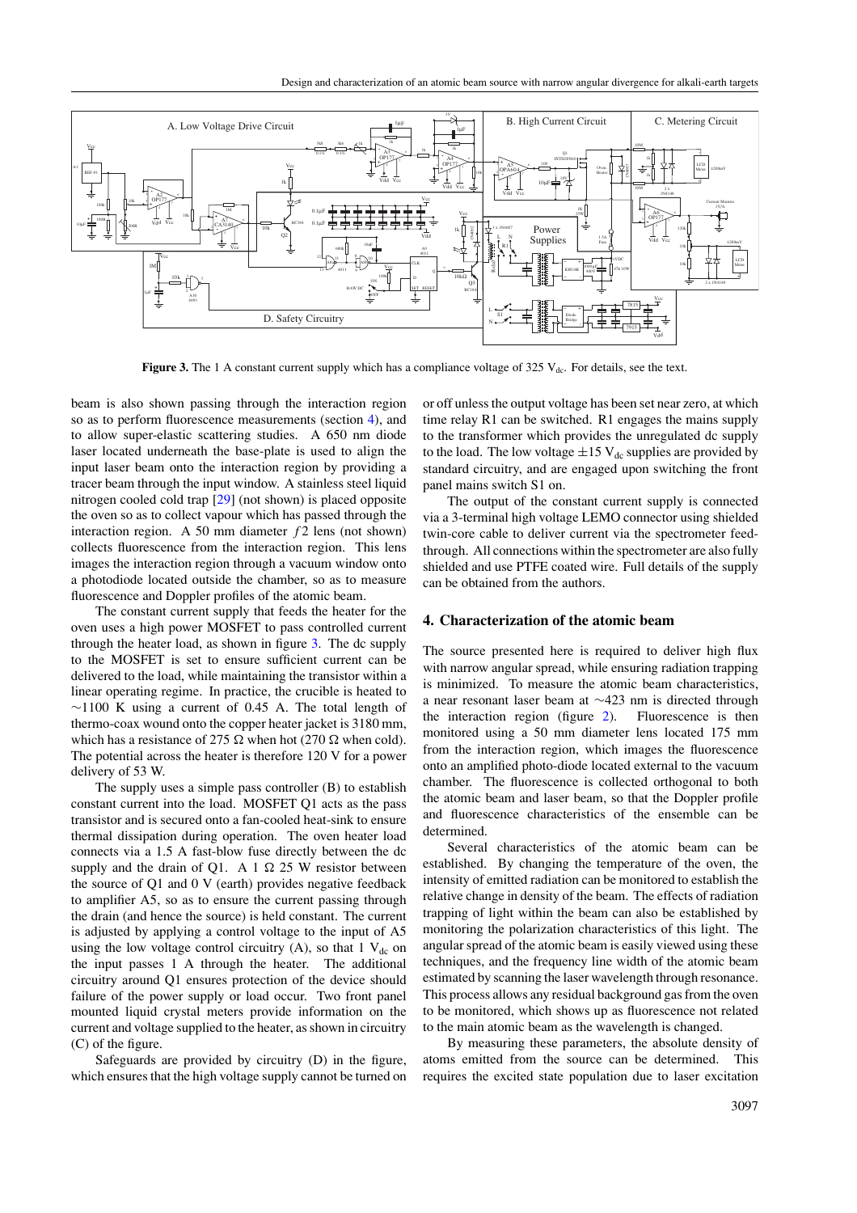**Figure 3.** The 1 A constant current supply which has a compliance voltage of 325 $V_{dc}$. For details, see the text.

beam is also shown passing through the interaction region so as to perform fluorescence measurements (section 4), and to allow super-elastic scattering studies. A 650 nm diode laser located underneath the base-plate is used to align the input laser beam onto the interaction region by providing a tracer beam through the input window. A stainless steel liquid nitrogen cooled cold trap [29] (not shown) is placed opposite the oven so as to collect vapour which has passed through the interaction region. A 50 mm diameter $f2$ lens (not shown) collects fluorescence from the interaction region. This lens images the interaction region through a vacuum window onto a photodiode located outside the chamber, so as to measure fluorescence and Doppler profiles of the atomic beam.

The constant current supply that feeds the heater for the oven uses a high power MOSFET to pass controlled current through the heater load, as shown in figure 3. The dc supply to the MOSFET is set to ensure sufficient current can be delivered to the load, while maintaining the transistor within a linear operating regime. In practice, the crucible is heated to $\sim$1100 K using a current of 0.45 A. The total length of thermo-coax wound onto the copper heater jacket is 3180 mm, which has a resistance of 275 Ω when hot (270 Ω when cold). The potential across the heater is therefore 120 V for a power delivery of 53 W.

The supply uses a simple pass controller (B) to establish constant current into the load. MOSFET Q1 acts as the pass transistor and is secured onto a fan-cooled heat-sink to ensure thermal dissipation during operation. The oven heater load connects via a 1.5 A fast-blow fuse directly between the dc supply and the drain of Q1. A 1 Ω 25 W resistor between the source of Q1 and 0 V (earth) provides negative feedback to amplifier A5, so as to ensure the current passing through the drain (and hence the source) is held constant. The current is adjusted by applying a control voltage to the input of A5 using the low voltage control circuitry (A), so that 1 $V_{dc}$ on the input passes 1 A through the heater. The additional circuitry around Q1 ensures protection of the device should failure of the power supply or load occur. Two front panel mounted liquid crystal meters provide information on the current and voltage supplied to the heater, as shown in circuitry (C) of the figure.

Safeguards are provided by circuitry (D) in the figure, which ensures that the high voltage supply cannot be turned on or off unless the output voltage has been set near zero, at which time relay R1 can be switched. R1 engages the mains supply to the transformer which provides the unregulated dc supply to the load. The low voltage $\pm 15$ $V_{dc}$ supplies are provided by standard circuitry, and are engaged upon switching the front panel mains switch S1 on.

The output of the constant current supply is connected via a 3-terminal high voltage LEMO connector using shielded twin-core cable to deliver current via the spectrometer feedthrough. All connections within the spectrometer are also fully shielded and use PTFE coated wire. Full details of the supply can be obtained from the authors.

## 4. Characterization of the atomic beam

The source presented here is required to deliver high flux with narrow angular spread, while ensuring radiation trapping is minimized. To measure the atomic beam characteristics, a near resonant laser beam at $\sim$423 nm is directed through the interaction region (figure 2). Fluorescence is then monitored using a 50 mm diameter lens located 175 mm from the interaction region, which images the fluorescence onto an amplified photo-diode located external to the vacuum chamber. The fluorescence is collected orthogonal to both the atomic beam and laser beam, so that the Doppler profile and fluorescence characteristics of the ensemble can be determined.

Several characteristics of the atomic beam can be established. By changing the temperature of the oven, the intensity of emitted radiation can be monitored to establish the relative change in density of the beam. The effects of radiation trapping of light within the beam can also be established by monitoring the polarization characteristics of this light. The angular spread of the atomic beam is easily viewed using these techniques, and the frequency line width of the atomic beam estimated by scanning the laser wavelength through resonance. This process allows any residual background gas from the oven to be monitored, which shows up as fluorescence not related to the main atomic beam as the wavelength is changed.

By measuring these parameters, the absolute density of atoms emitted from the source can be determined. This requires the excited state population due to laser excitation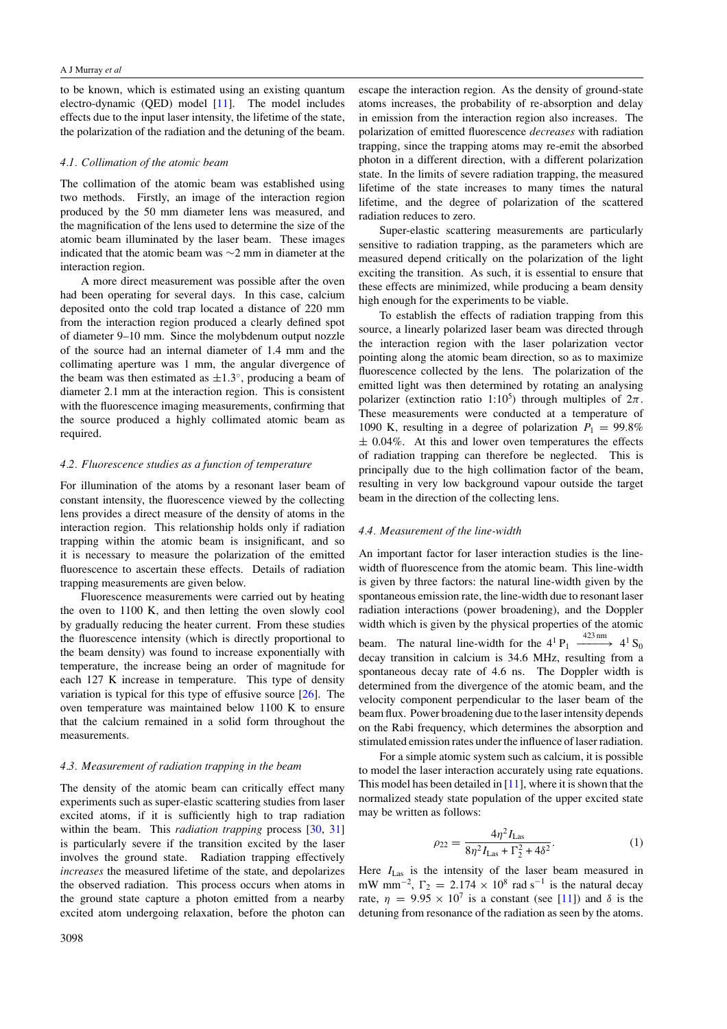to be known, which is estimated using an existing quantum electro-dynamic (QED) model [11]. The model includes effects due to the input laser intensity, the lifetime of the state, the polarization of the radiation and the detuning of the beam.

### *4.1. Collimation of the atomic beam*

The collimation of the atomic beam was established using two methods. Firstly, an image of the interaction region produced by the 50 mm diameter lens was measured, and the magnification of the lens used to determine the size of the atomic beam illuminated by the laser beam. These images indicated that the atomic beam was ∼2 mm in diameter at the interaction region.

A more direct measurement was possible after the oven had been operating for several days. In this case, calcium deposited onto the cold trap located a distance of 220 mm from the interaction region produced a clearly defined spot of diameter 9–10 mm. Since the molybdenum output nozzle of the source had an internal diameter of 1.4 mm and the collimating aperture was 1 mm, the angular divergence of the beam was then estimated as $\pm 1.3^\circ$, producing a beam of diameter 2.1 mm at the interaction region. This is consistent with the fluorescence imaging measurements, confirming that the source produced a highly collimated atomic beam as required.

### *4.2. Fluorescence studies as a function of temperature*

For illumination of the atoms by a resonant laser beam of constant intensity, the fluorescence viewed by the collecting lens provides a direct measure of the density of atoms in the interaction region. This relationship holds only if radiation trapping within the atomic beam is insignificant, and so it is necessary to measure the polarization of the emitted fluorescence to ascertain these effects. Details of radiation trapping measurements are given below.

Fluorescence measurements were carried out by heating the oven to 1100 K, and then letting the oven slowly cool by gradually reducing the heater current. From these studies the fluorescence intensity (which is directly proportional to the beam density) was found to increase exponentially with temperature, the increase being an order of magnitude for each 127 K increase in temperature. This type of density variation is typical for this type of effusive source [26]. The oven temperature was maintained below 1100 K to ensure that the calcium remained in a solid form throughout the measurements.

### *4.3. Measurement of radiation trapping in the beam*

The density of the atomic beam can critically effect many experiments such as super-elastic scattering studies from laser excited atoms, if it is sufficiently high to trap radiation within the beam. This *radiation trapping* process [30, 31] is particularly severe if the transition excited by the laser involves the ground state. Radiation trapping effectively *increases* the measured lifetime of the state, and depolarizes the observed radiation. This process occurs when atoms in the ground state capture a photon emitted from a nearby excited atom undergoing relaxation, before the photon can escape the interaction region. As the density of ground-state atoms increases, the probability of re-absorption and delay in emission from the interaction region also increases. The polarization of emitted fluorescence *decreases* with radiation trapping, since the trapping atoms may re-emit the absorbed photon in a different direction, with a different polarization state. In the limits of severe radiation trapping, the measured lifetime of the state increases to many times the natural lifetime, and the degree of polarization of the scattered radiation reduces to zero.

Super-elastic scattering measurements are particularly sensitive to radiation trapping, as the parameters which are measured depend critically on the polarization of the light exciting the transition. As such, it is essential to ensure that these effects are minimized, while producing a beam density high enough for the experiments to be viable.

To establish the effects of radiation trapping from this source, a linearly polarized laser beam was directed through the interaction region with the laser polarization vector pointing along the atomic beam direction, so as to maximize fluorescence collected by the lens. The polarization of the emitted light was then determined by rotating an analysing polarizer (extinction ratio $1{:}10^5$) through multiples of $2\pi$. These measurements were conducted at a temperature of 1090 K, resulting in a degree of polarization $P_1 = 99.8\% \pm 0.04\%$. At this and lower oven temperatures the effects of radiation trapping can therefore be neglected. This is principally due to the high collimation factor of the beam, resulting in very low background vapour outside the target beam in the direction of the collecting lens.

### *4.4. Measurement of the line-width*

An important factor for laser interaction studies is the line-width of fluorescence from the atomic beam. This line-width is given by three factors: the natural line-width given by the spontaneous emission rate, the line-width due to resonant laser radiation interactions (power broadening), and the Doppler width which is given by the physical properties of the atomic beam. The natural line-width for the $4^1\mathrm{P}_1 \xrightarrow{423\,\mathrm{nm}} 4^1\mathrm{S}_0$ decay transition in calcium is 34.6 MHz, resulting from a spontaneous decay rate of 4.6 ns. The Doppler width is determined from the divergence of the atomic beam, and the velocity component perpendicular to the laser beam of the beam flux. Power broadening due to the laser intensity depends on the Rabi frequency, which determines the absorption and stimulated emission rates under the influence of laser radiation.

For a simple atomic system such as calcium, it is possible to model the laser interaction accurately using rate equations. This model has been detailed in [11], where it is shown that the normalized steady state population of the upper excited state may be written as follows:

$$\rho_{22} = \frac{4\eta^2 I_{\mathrm{Las}}}{8\eta^2 I_{\mathrm{Las}} + \Gamma_2^2 + 4\delta^2}. \tag{1}$$

Here $I_{\mathrm{Las}}$ is the intensity of the laser beam measured in mW mm$^{-2}$, $\Gamma_2 = 2.174 \times 10^8$ rad s$^{-1}$ is the natural decay rate, $\eta = 9.95 \times 10^7$ is a constant (see [11]) and $\delta$ is the detuning from resonance of the radiation as seen by the atoms.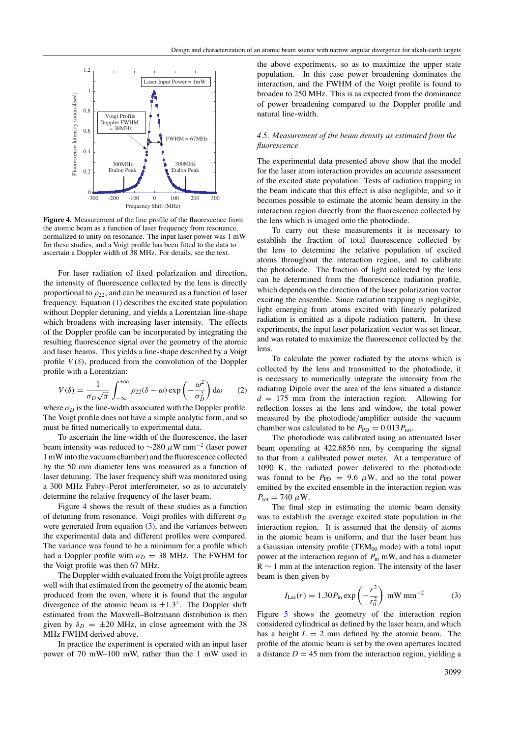**Figure 4.** Measurement of the line profile of the fluorescence from the atomic beam as a function of laser frequency from resonance, normalized to unity on resonance. The input laser power was 1 mW for these studies, and a Voigt profile has been fitted to the data to ascertain a Doppler width of 38 MHz. For details, see the text.

For laser radiation of fixed polarization and direction, the intensity of fluorescence collected by the lens is directly proportional to $\rho_{22}$, and can be measured as a function of laser frequency. Equation (1) describes the excited state population without Doppler detuning, and yields a Lorentzian line-shape which broadens with increasing laser intensity. The effects of the Doppler profile can be incorporated by integrating the resulting fluorescence signal over the geometry of the atomic and laser beams. This yields a line-shape described by a Voigt profile $V(\delta)$, produced from the convolution of the Doppler profile with a Lorentzian:

$$V(\delta) = \frac{1}{\sigma_D\sqrt{\pi}} \int_{-\infty}^{+\infty} \rho_{22}(\delta - \omega) \exp\left(-\frac{\omega^2}{\sigma_D^2}\right) \mathrm{d}\omega \qquad (2)$$

where $\sigma_D$ is the line-width associated with the Doppler profile. The Voigt profile does not have a simple analytic form, and so must be fitted numerically to experimental data.

To ascertain the line-width of the fluorescence, the laser beam intensity was reduced to $\sim$280 $\mu$W mm$^{-2}$ (laser power 1 mW into the vacuum chamber) and the fluorescence collected by the 50 mm diameter lens was measured as a function of laser detuning. The laser frequency shift was monitored using a 300 MHz Fabry–Perot interferometer, so as to accurately determine the relative frequency of the laser beam.

Figure 4 shows the result of these studies as a function of detuning from resonance. Voigt profiles with different $\sigma_D$ were generated from equation (3), and the variances between the experimental data and different profiles were compared. The variance was found to be a minimum for a profile which had a Doppler profile with $\sigma_D = 38$ MHz. The FWHM for the Voigt profile was then 67 MHz.

The Doppler width evaluated from the Voigt profile agrees well with that estimated from the geometry of the atomic beam produced from the oven, where it is found that the angular divergence of the atomic beam is $\pm 1.3^\circ$. The Doppler shift estimated from the Maxwell–Boltzmann distribution is then given by $\delta_D = \pm 20$ MHz, in close agreement with the 38 MHz FWHM derived above.

In practice the experiment is operated with an input laser power of 70 mW–100 mW, rather than the 1 mW used in the above experiments, so as to maximize the upper state population. In this case power broadening dominates the interaction, and the FWHM of the Voigt profile is found to broaden to 250 MHz. This is as expected from the dominance of power broadening compared to the Doppler profile and natural line-width.

### *4.5. Measurement of the beam density as estimated from the fluorescence*

The experimental data presented above show that the model for the laser atom interaction provides an accurate assessment of the excited state population. Tests of radiation trapping in the beam indicate that this effect is also negligible, and so it becomes possible to estimate the atomic beam density in the interaction region directly from the fluorescence collected by the lens which is imaged onto the photodiode.

To carry out these measurements it is necessary to establish the fraction of total fluorescence collected by the lens to determine the relative population of excited atoms throughout the interaction region, and to calibrate the photodiode. The fraction of light collected by the lens can be determined from the fluorescence radiation profile, which depends on the direction of the laser polarization vector exciting the ensemble. Since radiation trapping is negligible, light emerging from atoms excited with linearly polarized radiation is emitted as a dipole radiation pattern. In these experiments, the input laser polarization vector was set linear, and was rotated to maximize the fluorescence collected by the lens.

To calculate the power radiated by the atoms which is collected by the lens and transmitted to the photodiode, it is necessary to numerically integrate the intensity from the radiating Dipole over the area of the lens situated a distance $d = 175$ mm from the interaction region. Allowing for reflection losses at the lens and window, the total power measured by the photodiode/amplifier outside the vacuum chamber was calculated to be $P_{\mathrm{PD}} = 0.013 P_{\mathrm{tot}}$.

The photodiode was calibrated using an attenuated laser beam operating at 422.6856 nm, by comparing the signal to that from a calibrated power meter. At a temperature of 1090 K, the radiated power delivered to the photodiode was found to be $P_{\mathrm{PD}} = 9.6$ $\mu$W, and so the total power emitted by the excited ensemble in the interaction region was $P_{\mathrm{tot}} = 740$ $\mu$W.

The final step in estimating the atomic beam density was to establish the average excited state population in the interaction region. It is assumed that the density of atoms in the atomic beam is uniform, and that the laser beam has a Gaussian intensity profile (TEM$_{00}$ mode) with a total input power at the interaction region of $P_{\mathrm{in}}$ mW, and has a diameter R $\sim$ 1 mm at the interaction region. The intensity of the laser beam is then given by

$$I_{\mathrm{Las}}(r) = 1.30 P_{\mathrm{in}} \exp\left(-\frac{r^2}{r_0^2}\right) \text{ mW mm}^{-2} \qquad (3)$$

Figure 5 shows the geometry of the interaction region considered cylindrical as defined by the laser beam, and which has a height $L = 2$ mm defined by the atomic beam. The profile of the atomic beam is set by the oven apertures located a distance $D = 45$ mm from the interaction region, yielding a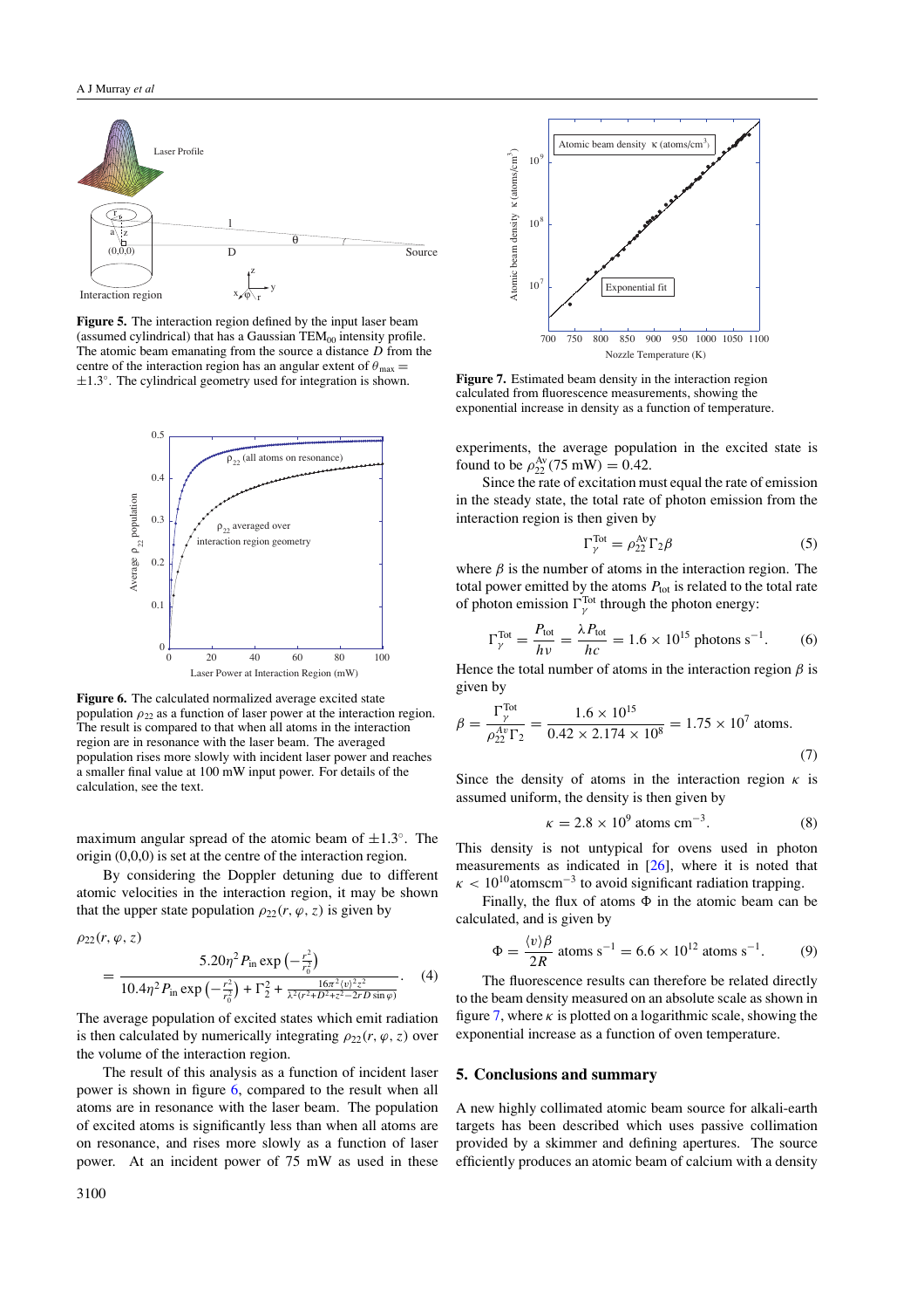**Figure 5.** The interaction region defined by the input laser beam (assumed cylindrical) that has a Gaussian $TEM_{00}$ intensity profile. The atomic beam emanating from the source a distance $D$ from the centre of the interaction region has an angular extent of $\theta_{max} = \pm 1.3°$. The cylindrical geometry used for integration is shown.

**Figure 6.** The calculated normalized average excited state population $\rho_{22}$ as a function of laser power at the interaction region. The result is compared to that when all atoms in the interaction region are in resonance with the laser beam. The averaged population rises more slowly with incident laser power and reaches a smaller final value at 100 mW input power. For details of the calculation, see the text.

maximum angular spread of the atomic beam of $\pm 1.3°$. The origin (0,0,0) is set at the centre of the interaction region.

By considering the Doppler detuning due to different atomic velocities in the interaction region, it may be shown that the upper state population $\rho_{22}(r, \varphi, z)$ is given by

$$\rho_{22}(r, \varphi, z) = \frac{5.20\eta^2 P_{in} \exp\left(-\frac{r^2}{r_0^2}\right)}{10.4\eta^2 P_{in} \exp\left(-\frac{r^2}{r_0^2}\right) + \Gamma_2^2 + \frac{16\pi^2 \langle v \rangle^2 z^2}{\lambda^2 (r^2 + D^2 + z^2 - 2rD \sin\varphi)}}. \quad (4)$$

The average population of excited states which emit radiation is then calculated by numerically integrating $\rho_{22}(r, \varphi, z)$ over the volume of the interaction region.

The result of this analysis as a function of incident laser power is shown in figure 6, compared to the result when all atoms are in resonance with the laser beam. The population of excited atoms is significantly less than when all atoms are on resonance, and rises more slowly as a function of laser power. At an incident power of 75 mW as used in these experiments, the average population in the excited state is found to be $\rho_{22}^{Av}(75\text{ mW}) = 0.42$.

**Figure 7.** Estimated beam density in the interaction region calculated from fluorescence measurements, showing the exponential increase in density as a function of temperature.

Since the rate of excitation must equal the rate of emission in the steady state, the total rate of photon emission from the interaction region is then given by

$$\Gamma_\gamma^{Tot} = \rho_{22}^{Av} \Gamma_2 \beta \quad (5)$$

where $\beta$ is the number of atoms in the interaction region. The total power emitted by the atoms $P_{tot}$ is related to the total rate of photon emission $\Gamma_\gamma^{Tot}$ through the photon energy:

$$\Gamma_\gamma^{Tot} = \frac{P_{tot}}{h\nu} = \frac{\lambda P_{tot}}{hc} = 1.6 \times 10^{15} \text{ photons s}^{-1}. \quad (6)$$

Hence the total number of atoms in the interaction region $\beta$ is given by

$$\beta = \frac{\Gamma_\gamma^{Tot}}{\rho_{22}^{Av} \Gamma_2} = \frac{1.6 \times 10^{15}}{0.42 \times 2.174 \times 10^8} = 1.75 \times 10^7 \text{ atoms}. \quad (7)$$

Since the density of atoms in the interaction region $\kappa$ is assumed uniform, the density is then given by

$$\kappa = 2.8 \times 10^9 \text{ atoms cm}^{-3}. \quad (8)$$

This density is not untypical for ovens used in photon measurements as indicated in [26], where it is noted that $\kappa < 10^{10}$ atomscm$^{-3}$ to avoid significant radiation trapping.

Finally, the flux of atoms $\Phi$ in the atomic beam can be calculated, and is given by

$$\Phi = \frac{\langle v \rangle \beta}{2R} \text{ atoms s}^{-1} = 6.6 \times 10^{12} \text{ atoms s}^{-1}. \quad (9)$$

The fluorescence results can therefore be related directly to the beam density measured on an absolute scale as shown in figure 7, where $\kappa$ is plotted on a logarithmic scale, showing the exponential increase as a function of oven temperature.

## 5. Conclusions and summary

A new highly collimated atomic beam source for alkali-earth targets has been described which uses passive collimation provided by a skimmer and defining apertures. The source efficiently produces an atomic beam of calcium with a density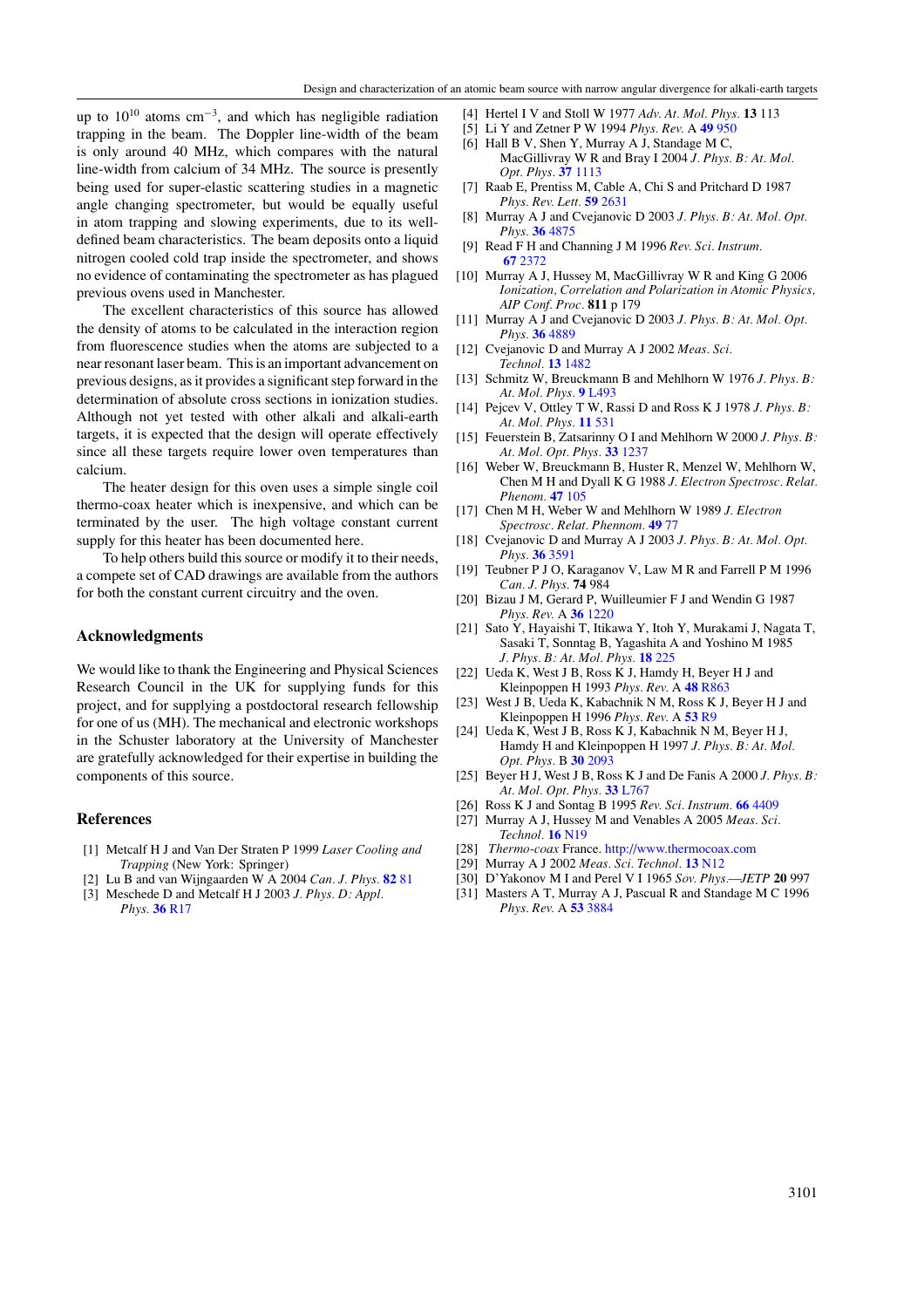up to $10^{10}$ atoms cm$^{-3}$, and which has negligible radiation trapping in the beam. The Doppler line-width of the beam is only around 40 MHz, which compares with the natural line-width from calcium of 34 MHz. The source is presently being used for super-elastic scattering studies in a magnetic angle changing spectrometer, but would be equally useful in atom trapping and slowing experiments, due to its well-defined beam characteristics. The beam deposits onto a liquid nitrogen cooled cold trap inside the spectrometer, and shows no evidence of contaminating the spectrometer as has plagued previous ovens used in Manchester.

The excellent characteristics of this source has allowed the density of atoms to be calculated in the interaction region from fluorescence studies when the atoms are subjected to a near resonant laser beam. This is an important advancement on previous designs, as it provides a significant step forward in the determination of absolute cross sections in ionization studies. Although not yet tested with other alkali and alkali-earth targets, it is expected that the design will operate effectively since all these targets require lower oven temperatures than calcium.

The heater design for this oven uses a simple single coil thermo-coax heater which is inexpensive, and which can be terminated by the user. The high voltage constant current supply for this heater has been documented here.

To help others build this source or modify it to their needs, a compete set of CAD drawings are available from the authors for both the constant current circuitry and the oven.

## Acknowledgments

We would like to thank the Engineering and Physical Sciences Research Council in the UK for supplying funds for this project, and for supplying a postdoctoral research fellowship for one of us (MH). The mechanical and electronic workshops in the Schuster laboratory at the University of Manchester are gratefully acknowledged for their expertise in building the components of this source.

## References

[1] Metcalf H J and Van Der Straten P 1999 *Laser Cooling and Trapping* (New York: Springer)
[2] Lu B and van Wijngaarden W A 2004 *Can. J. Phys.* **82** 81
[3] Meschede D and Metcalf H J 2003 *J. Phys. D: Appl. Phys.* **36** R17
[4] Hertel I V and Stoll W 1977 *Adv. At. Mol. Phys.* **13** 113
[5] Li Y and Zetner P W 1994 *Phys. Rev.* A **49** 950
[6] Hall B V, Shen Y, Murray A J, Standage M C, MacGillivray W R and Bray I 2004 *J. Phys. B: At. Mol. Opt. Phys.* **37** 1113
[7] Raab E, Prentiss M, Cable A, Chi S and Pritchard D 1987 *Phys. Rev. Lett.* **59** 2631
[8] Murray A J and Cvejanovic D 2003 *J. Phys. B: At. Mol. Opt. Phys.* **36** 4875
[9] Read F H and Channing J M 1996 *Rev. Sci. Instrum.* **67** 2372
[10] Murray A J, Hussey M, MacGillivray W R and King G 2006 *Ionization, Correlation and Polarization in Atomic Physics, AIP Conf. Proc.* **811** p 179
[11] Murray A J and Cvejanovic D 2003 *J. Phys. B: At. Mol. Opt. Phys.* **36** 4889
[12] Cvejanovic D and Murray A J 2002 *Meas. Sci. Technol.* **13** 1482
[13] Schmitz W, Breuckmann B and Mehlhorn W 1976 *J. Phys. B: At. Mol. Phys.* **9** L493
[14] Pejcev V, Ottley T W, Rassi D and Ross K J 1978 *J. Phys. B: At. Mol. Phys.* **11** 531
[15] Feuerstein B, Zatsarinny O I and Mehlhorn W 2000 *J. Phys. B: At. Mol. Opt. Phys.* **33** 1237
[16] Weber W, Breuckmann B, Huster R, Menzel W, Mehlhorn W, Chen M H and Dyall K G 1988 *J. Electron Spectrosc. Relat. Phenom.* **47** 105
[17] Chen M H, Weber W and Mehlhorn W 1989 *J. Electron Spectrosc. Relat. Phennom.* **49** 77
[18] Cvejanovic D and Murray A J 2003 *J. Phys. B: At. Mol. Opt. Phys.* **36** 3591
[19] Teubner P J O, Karaganov V, Law M R and Farrell P M 1996 *Can. J. Phys.* **74** 984
[20] Bizau J M, Gerard P, Wuilleumier F J and Wendin G 1987 *Phys. Rev.* A **36** 1220
[21] Sato Y, Hayaishi T, Itikawa Y, Itoh Y, Murakami J, Nagata T, Sasaki T, Sonntag B, Yagashita A and Yoshino M 1985 *J. Phys. B: At. Mol. Phys.* **18** 225
[22] Ueda K, West J B, Ross K J, Hamdy H, Beyer H J and Kleinpoppen H 1993 *Phys. Rev.* A **48** R863
[23] West J B, Ueda K, Kabachnik N M, Ross K J, Beyer H J and Kleinpoppen H 1996 *Phys. Rev.* A **53** R9
[24] Ueda K, West J B, Ross K J, Kabachnik N M, Beyer H J, Hamdy H and Kleinpoppen H 1997 *J. Phys. B: At. Mol. Opt. Phys.* B **30** 2093
[25] Beyer H J, West J B, Ross K J and De Fanis A 2000 *J. Phys. B: At. Mol. Opt. Phys.* **33** L767
[26] Ross K J and Sontag B 1995 *Rev. Sci. Instrum.* **66** 4409
[27] Murray A J, Hussey M and Venables A 2005 *Meas. Sci. Technol.* **16** N19
[28] *Thermo-coax* France. http://www.thermocoax.com
[29] Murray A J 2002 *Meas. Sci. Technol.* **13** N12
[30] D'Yakonov M I and Perel V I 1965 *Sov. Phys.—JETP* **20** 997
[31] Masters A T, Murray A J, Pascual R and Standage M C 1996 *Phys. Rev.* A **53** 3884